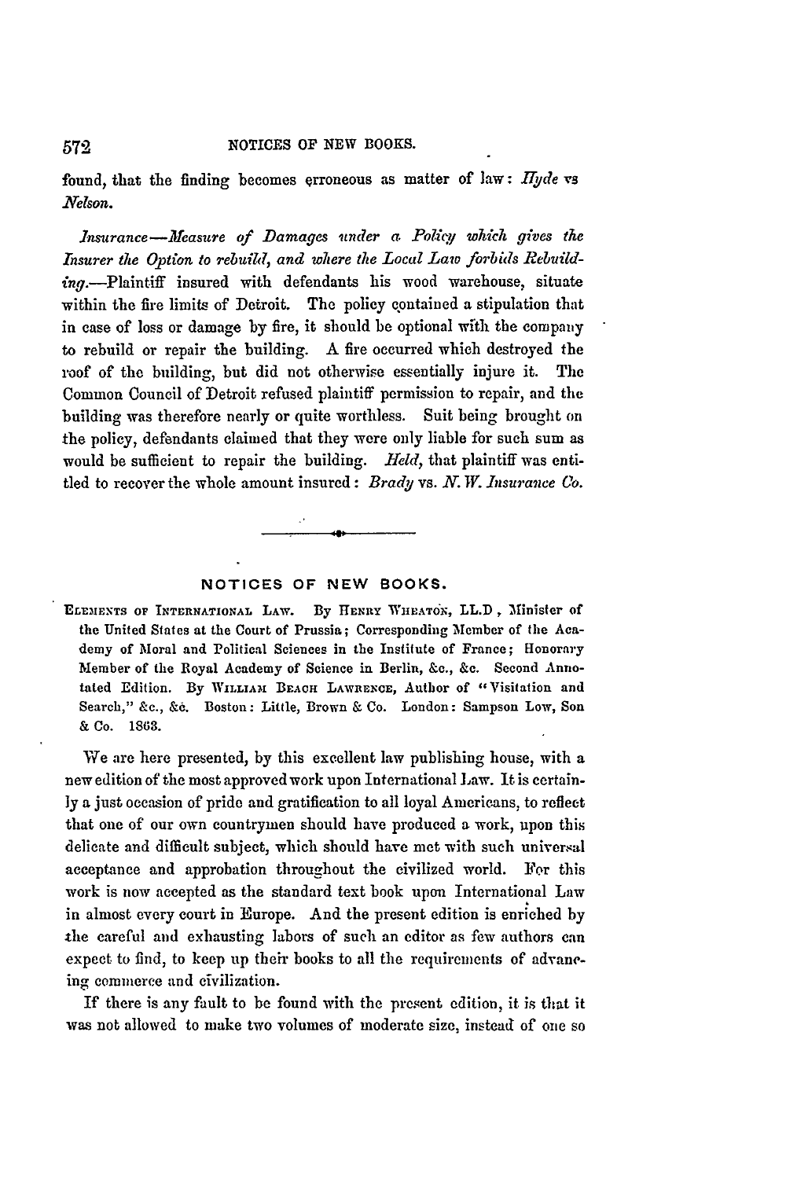found, that the finding becomes erroneous as matter of law: *Hyde vs Nelson.*

*Insurance—Measure of Damages under a Policy which gives the Insurer the Option to rebuild, and where the Local Law forbids Rebuilding.*—Plaintiff insured with defendants his wood warehouse, situate within the fire limits of Detroit. The policy contained a stipulation that in case of loss or damage by fire, it should be optional with the company to rebuild or repair the building. A fire occurred which destroyed the roof of the building, but did not otherwise essentially injure it. The Common Council of Detroit refused plaintiff permission to repair, and the building was therefore nearly or quite worthless. Suit being brought on the policy, defendants claimed that they were only liable for such sum as would be sufficient to repair the building. *Held*, that plaintiff was entitled to recover the whole amount insured: *Brady* vs. *N. W. Insurance Co.*

---

## NOTICES OF NEW BOOKS.

ELEMENTS OF INTERNATIONAL LAW. By HENRY WHEATON, LL.D., Minister of the United States at the Court of Prussia; Corresponding Member of the Academy of Moral and Political Sciences in the Institute of France; Honorary Member of the Royal Academy of Science in Berlin, &c., &c. Second Annotated Edition. By WILLIAM BEACH LAWRENCE, Author of "Visitation and Search," &c., &c. Boston: Little, Brown & Co. London: Sampson Low, Son & Co. 1863.

We are here presented, by this excellent law publishing house, with a new edition of the most approved work upon International Law. It is certainly a just occasion of pride and gratification to all loyal Americans, to reflect that one of our own countrymen should have produced a work, upon this delicate and difficult subject, which should have met with such universal acceptance and approbation throughout the civilized world. For this work is now accepted as the standard text book upon International Law in almost every court in Europe. And the present edition is enriched by the careful and exhausting labors of such an editor as few authors can expect to find, to keep up their books to all the requirements of advancing commerce and civilization.

If there is any fault to be found with the present edition, it is that it was not allowed to make two volumes of moderate size, instead of one so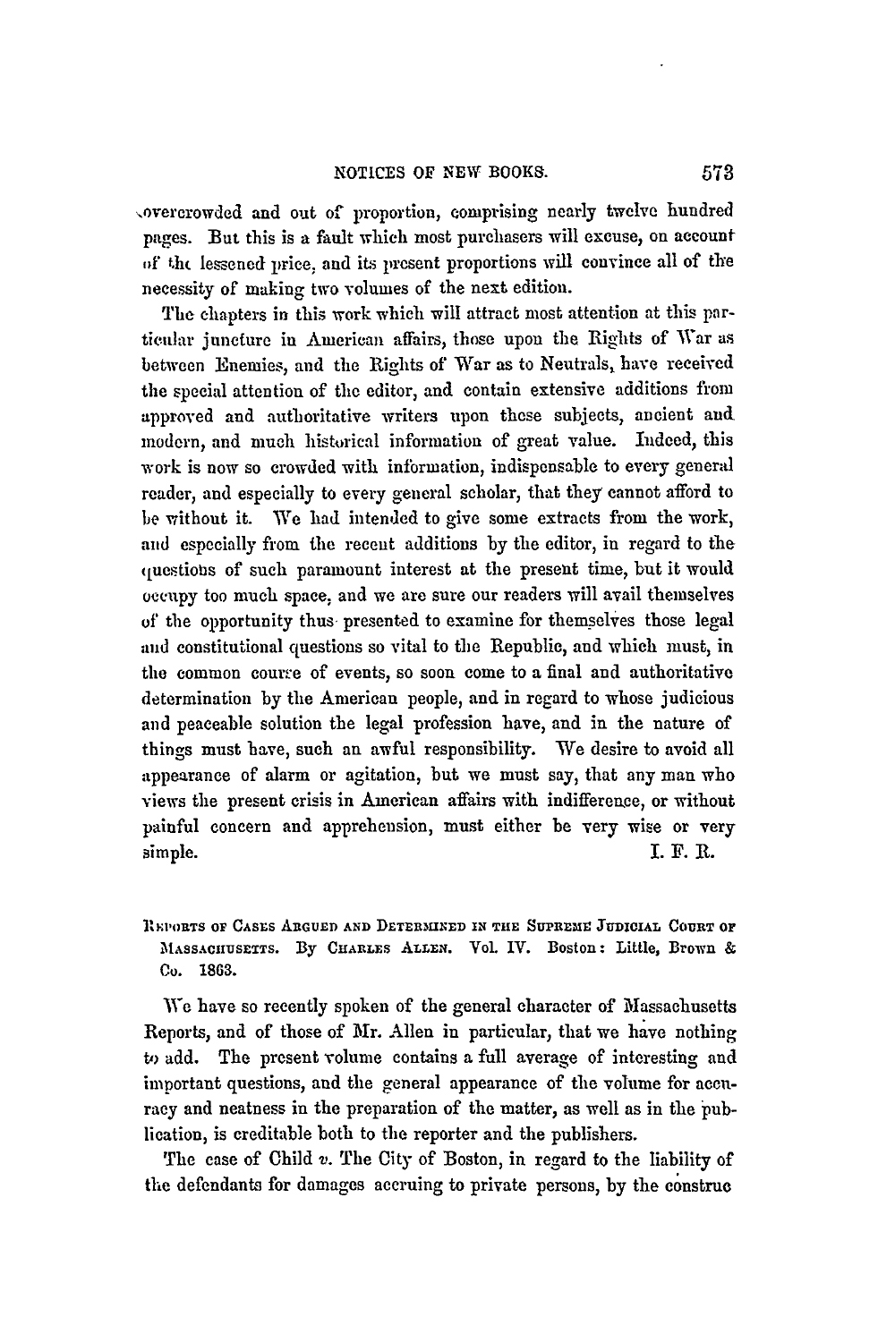overcrowded and out of proportion, comprising nearly twelve hundred pages. But this is a fault which most purchasers will excuse, on account of the lessened price, and its present proportions will convince all of the necessity of making two volumes of the next edition.

The chapters in this work which will attract most attention at this particular juncture in American affairs, those upon the Rights of War as between Enemies, and the Rights of War as to Neutrals, have received the special attention of the editor, and contain extensive additions from approved and authoritative writers upon these subjects, ancient and modern, and much historical information of great value. Indeed, this work is now so crowded with information, indispensable to every general reader, and especially to every general scholar, that they cannot afford to be without it. We had intended to give some extracts from the work, and especially from the recent additions by the editor, in regard to the questions of such paramount interest at the present time, but it would occupy too much space, and we are sure our readers will avail themselves of the opportunity thus presented to examine for themselves those legal and constitutional questions so vital to the Republic, and which must, in the common course of events, so soon come to a final and authoritative determination by the American people, and in regard to whose judicious and peaceable solution the legal profession have, and in the nature of things must have, such an awful responsibility. We desire to avoid all appearance of alarm or agitation, but we must say, that any man who views the present crisis in American affairs with indifference, or without painful concern and apprehension, must either be very wise or very simple.

I. F. R.

REPORTS OF CASES ARGUED AND DETERMINED IN THE SUPREME JUDICIAL COURT OF MASSACHUSETTS. By CHARLES ALLEN. Vol. IV. Boston: Little, Brown & Co. 1863.

We have so recently spoken of the general character of Massachusetts Reports, and of those of Mr. Allen in particular, that we have nothing to add. The present volume contains a full average of interesting and important questions, and the general appearance of the volume for accuracy and neatness in the preparation of the matter, as well as in the publication, is creditable both to the reporter and the publishers.

The case of Child *v.* The City of Boston, in regard to the liability of the defendants for damages accruing to private persons, by the construc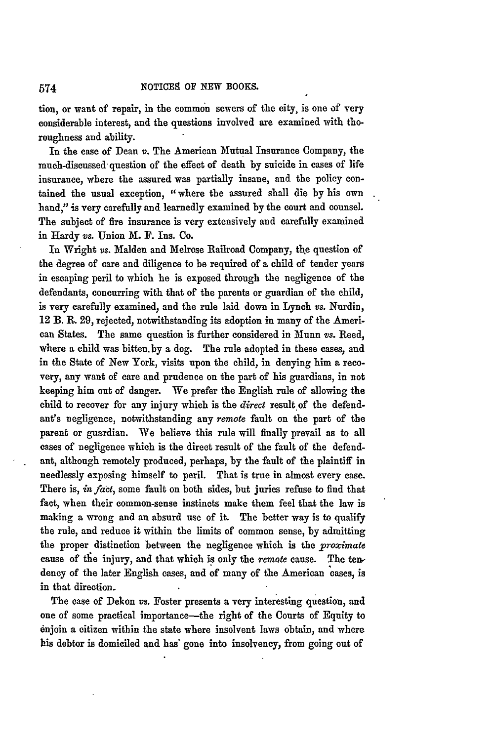tion, or want of repair, in the common sewers of the city, is one of very considerable interest, and the questions involved are examined with thoroughness and ability.

In the case of Dean *v.* The American Mutual Insurance Company, the much-discussed question of the effect of death by suicide in cases of life insurance, where the assured was partially insane, and the policy contained the usual exception, "where the assured shall die by his own hand," is very carefully and learnedly examined by the court and counsel. The subject of fire insurance is very extensively and carefully examined in Hardy *vs.* Union M. F. Ins. Co.

In Wright *vs.* Malden and Melrose Railroad Company, the question of the degree of care and diligence to be required of a child of tender years in escaping peril to which he is exposed through the negligence of the defendants, concurring with that of the parents or guardian of the child, is very carefully examined, and the rule laid down in Lynch *vs.* Nurdin, 12 B. R. 29, rejected, notwithstanding its adoption in many of the American States. The same question is further considered in Munn *vs.* Reed, where a child was bitten by a dog. The rule adopted in these cases, and in the State of New York, visits upon the child, in denying him a recovery, any want of care and prudence on the part of his guardians, in not keeping him out of danger. We prefer the English rule of allowing the child to recover for any injury which is the *direct* result of the defendant's negligence, notwithstanding any *remote* fault on the part of the parent or guardian. We believe this rule will finally prevail as to all cases of negligence which is the direct result of the fault of the defendant, although remotely produced, perhaps, by the fault of the plaintiff in needlessly exposing himself to peril. That is true in almost every case. There is, *in fact*, some fault on both sides, but juries refuse to find that fact, when their common-sense instincts make them feel that the law is making a wrong and an absurd use of it. The better way is to qualify the rule, and reduce it within the limits of common sense, by admitting the proper distinction between the negligence which is the *proximate* cause of the injury, and that which is only the *remote* cause. The tendency of the later English cases, and of many of the American cases, is in that direction.

The case of Dekon *vs.* Foster presents a very interesting question, and one of some practical importance—the right of the Courts of Equity to enjoin a citizen within the state where insolvent laws obtain, and where his debtor is domiciled and has gone into insolvency, from going out of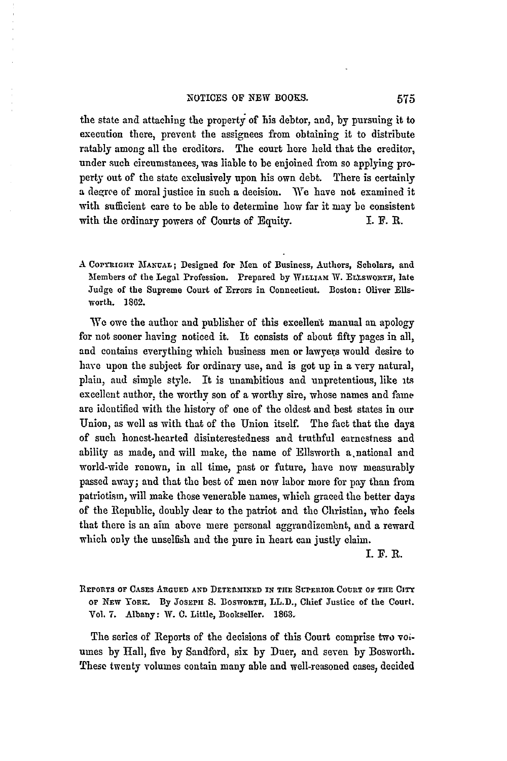the state and attaching the property of his debtor, and, by pursuing it to execution there, prevent the assignees from obtaining it to distribute ratably among all the creditors. The court here held that the creditor, under such circumstances, was liable to be enjoined from so applying property out of the state exclusively upon his own debt. There is certainly a degree of moral justice in such a decision. We have not examined it with sufficient care to be able to determine how far it may be consistent with the ordinary powers of Courts of Equity. I. F. R.

A Copyright Manual; Designed for Men of Business, Authors, Scholars, and Members of the Legal Profession. Prepared by William W. Ellsworth, late Judge of the Supreme Court of Errors in Connecticut. Boston: Oliver Ellsworth. 1862.

We owe the author and publisher of this excellent manual an apology for not sooner having noticed it. It consists of about fifty pages in all, and contains everything which business men or lawyers would desire to have upon the subject for ordinary use, and is got up in a very natural, plain, and simple style. It is unambitious and unpretentious, like its excellent author, the worthy son of a worthy sire, whose names and fame are identified with the history of one of the oldest and best states in our Union, as well as with that of the Union itself. The fact that the days of such honest-hearted disinterestedness and truthful earnestness and ability as made, and will make, the name of Ellsworth a national and world-wide renown, in all time, past or future, have now measurably passed away; and that the best of men now labor more for pay than from patriotism, will make those venerable names, which graced the better days of the Republic, doubly dear to the patriot and the Christian, who feels that there is an aim above mere personal aggrandizement, and a reward which only the unselfish and the pure in heart can justly claim.

I. F. R.

Reports of Cases Argued and Determined in the Superior Court of the City of New York. By Joseph S. Bosworth, LL.D., Chief Justice of the Court. Vol. 7. Albany: W. C. Little, Bookseller. 1863.

The series of Reports of the decisions of this Court comprise two volumes by Hall, five by Sandford, six by Duer, and seven by Bosworth. These twenty volumes contain many able and well-reasoned cases, decided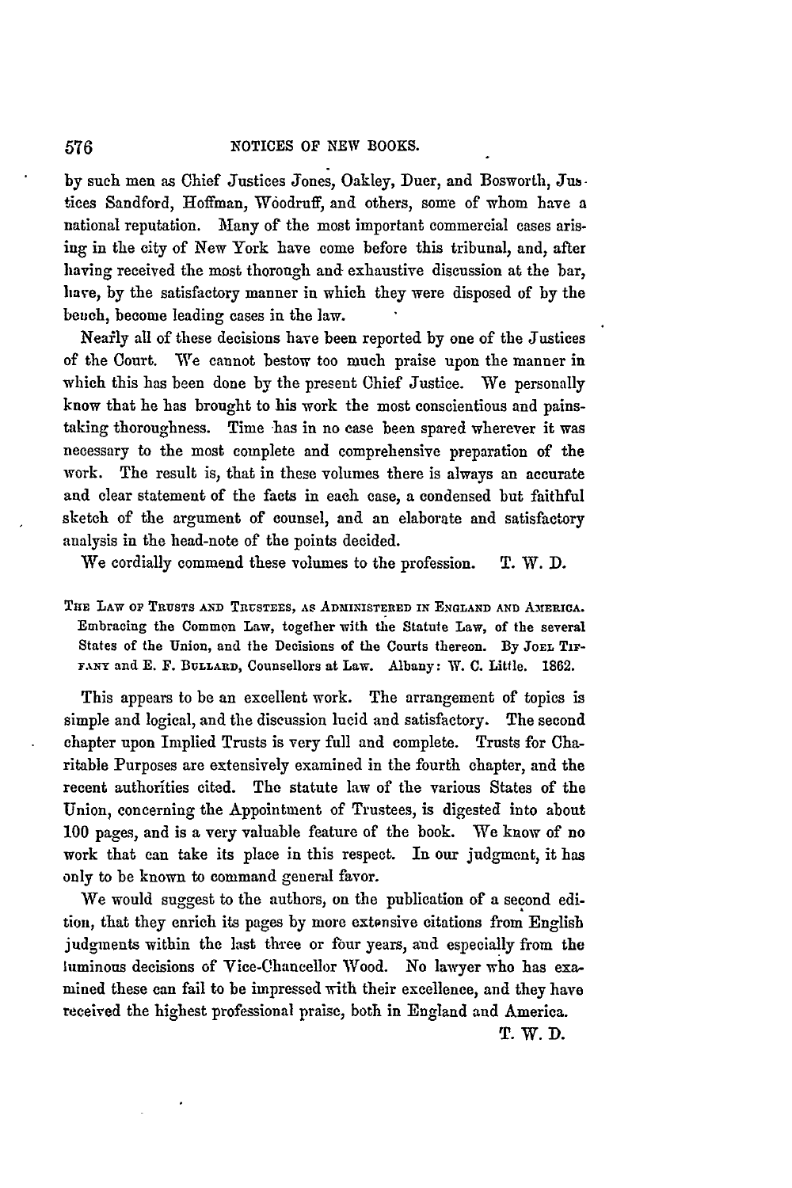by such men as Chief Justices Jones, Oakley, Duer, and Bosworth, Justices Sandford, Hoffman, Woodruff, and others, some of whom have a national reputation. Many of the most important commercial cases arising in the city of New York have come before this tribunal, and, after having received the most thorough and exhaustive discussion at the bar, have, by the satisfactory manner in which they were disposed of by the bench, become leading cases in the law.

Nearly all of these decisions have been reported by one of the Justices of the Court. We cannot bestow too much praise upon the manner in which this has been done by the present Chief Justice. We personally know that he has brought to his work the most conscientious and painstaking thoroughness. Time has in no case been spared wherever it was necessary to the most complete and comprehensive preparation of the work. The result is, that in these volumes there is always an accurate and clear statement of the facts in each case, a condensed but faithful sketch of the argument of counsel, and an elaborate and satisfactory analysis in the head-note of the points decided.

We cordially commend these volumes to the profession. T. W. D.

THE LAW OF TRUSTS AND TRUSTEES, AS ADMINISTERED IN ENGLAND AND AMERICA. Embracing the Common Law, together with the Statute Law, of the several States of the Union, and the Decisions of the Courts thereon. By JOEL TIFFANY and E. F. BULLARD, Counsellors at Law. Albany: W. C. Little. 1862.

This appears to be an excellent work. The arrangement of topics is simple and logical, and the discussion lucid and satisfactory. The second chapter upon Implied Trusts is very full and complete. Trusts for Charitable Purposes are extensively examined in the fourth chapter, and the recent authorities cited. The statute law of the various States of the Union, concerning the Appointment of Trustees, is digested into about 100 pages, and is a very valuable feature of the book. We know of no work that can take its place in this respect. In our judgment, it has only to be known to command general favor.

We would suggest to the authors, on the publication of a second edition, that they enrich its pages by more extensive citations from English judgments within the last three or four years, and especially from the luminous decisions of Vice-Chancellor Wood. No lawyer who has examined these can fail to be impressed with their excellence, and they have received the highest professional praise, both in England and America.

T. W. D.